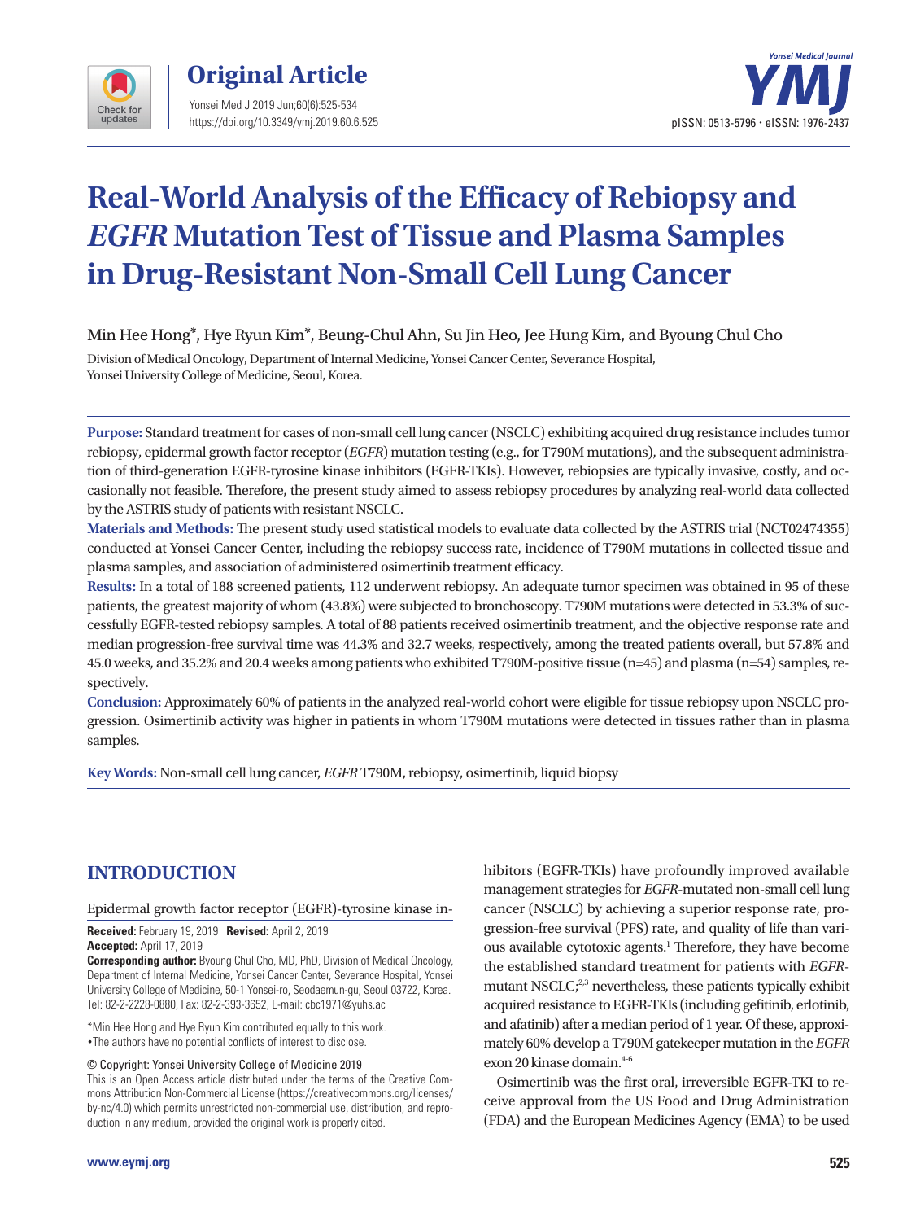Original Article

# Real-World Analysis of the Efficacy of Rebiopsy and *EGFR* Mutation Test of Tissue and Plasma Samples in Drug-Resistant Non-Small Cell Lung Cancer

Min Hee Hong*, Hye Ryun Kim*, Beung-Chul Ahn, Su Jin Heo, Jee Hung Kim, and Byoung Chul Cho

Division of Medical Oncology, Department of Internal Medicine, Yonsei Cancer Center, Severance Hospital, Yonsei University College of Medicine, Seoul, Korea.

**Purpose:** Standard treatment for cases of non-small cell lung cancer (NSCLC) exhibiting acquired drug resistance includes tumor rebiopsy, epidermal growth factor receptor (*EGFR*) mutation testing (e.g., for T790M mutations), and the subsequent administration of third-generation EGFR-tyrosine kinase inhibitors (EGFR-TKIs). However, rebiopsies are typically invasive, costly, and occasionally not feasible. Therefore, the present study aimed to assess rebiopsy procedures by analyzing real-world data collected by the ASTRIS study of patients with resistant NSCLC.

**Materials and Methods:** The present study used statistical models to evaluate data collected by the ASTRIS trial (NCT02474355) conducted at Yonsei Cancer Center, including the rebiopsy success rate, incidence of T790M mutations in collected tissue and plasma samples, and association of administered osimertinib treatment efficacy.

**Results:** In a total of 188 screened patients, 112 underwent rebiopsy. An adequate tumor specimen was obtained in 95 of these patients, the greatest majority of whom (43.8%) were subjected to bronchoscopy. T790M mutations were detected in 53.3% of successfully EGFR-tested rebiopsy samples. A total of 88 patients received osimertinib treatment, and the objective response rate and median progression-free survival time was 44.3% and 32.7 weeks, respectively, among the treated patients overall, but 57.8% and 45.0 weeks, and 35.2% and 20.4 weeks among patients who exhibited T790M-positive tissue (n=45) and plasma (n=54) samples, respectively.

**Conclusion:** Approximately 60% of patients in the analyzed real-world cohort were eligible for tissue rebiopsy upon NSCLC progression. Osimertinib activity was higher in patients in whom T790M mutations were detected in tissues rather than in plasma samples.

**Key Words:** Non-small cell lung cancer, *EGFR* T790M, rebiopsy, osimertinib, liquid biopsy

## INTRODUCTION

Epidermal growth factor receptor (EGFR)-tyrosine kinase inhibitors (EGFR-TKIs) have profoundly improved available management strategies for *EGFR*-mutated non-small cell lung cancer (NSCLC) by achieving a superior response rate, progression-free survival (PFS) rate, and quality of life than various available cytotoxic agents.[1] Therefore, they have become the established standard treatment for patients with *EGFR*-mutant NSCLC;[2,3] nevertheless, these patients typically exhibit acquired resistance to EGFR-TKIs (including gefitinib, erlotinib, and afatinib) after a median period of 1 year. Of these, approximately 60% develop a T790M gatekeeper mutation in the *EGFR* exon 20 kinase domain.[4-6]

Osimertinib was the first oral, irreversible EGFR-TKI to receive approval from the US Food and Drug Administration (FDA) and the European Medicines Agency (EMA) to be used

**Received:** February 19, 2019 **Revised:** April 2, 2019
**Accepted:** April 17, 2019
**Corresponding author:** Byoung Chul Cho, MD, PhD, Division of Medical Oncology, Department of Internal Medicine, Yonsei Cancer Center, Severance Hospital, Yonsei University College of Medicine, 50-1 Yonsei-ro, Seodaemun-gu, Seoul 03722, Korea.
Tel: 82-2-2228-0880, Fax: 82-2-393-3652, E-mail: cbc1971@yuhs.ac

*Min Hee Hong and Hye Ryun Kim contributed equally to this work.
•The authors have no potential conflicts of interest to disclose.

© Copyright: Yonsei University College of Medicine 2019
This is an Open Access article distributed under the terms of the Creative Commons Attribution Non-Commercial License (https://creativecommons.org/licenses/by-nc/4.0) which permits unrestricted non-commercial use, distribution, and reproduction in any medium, provided the original work is properly cited.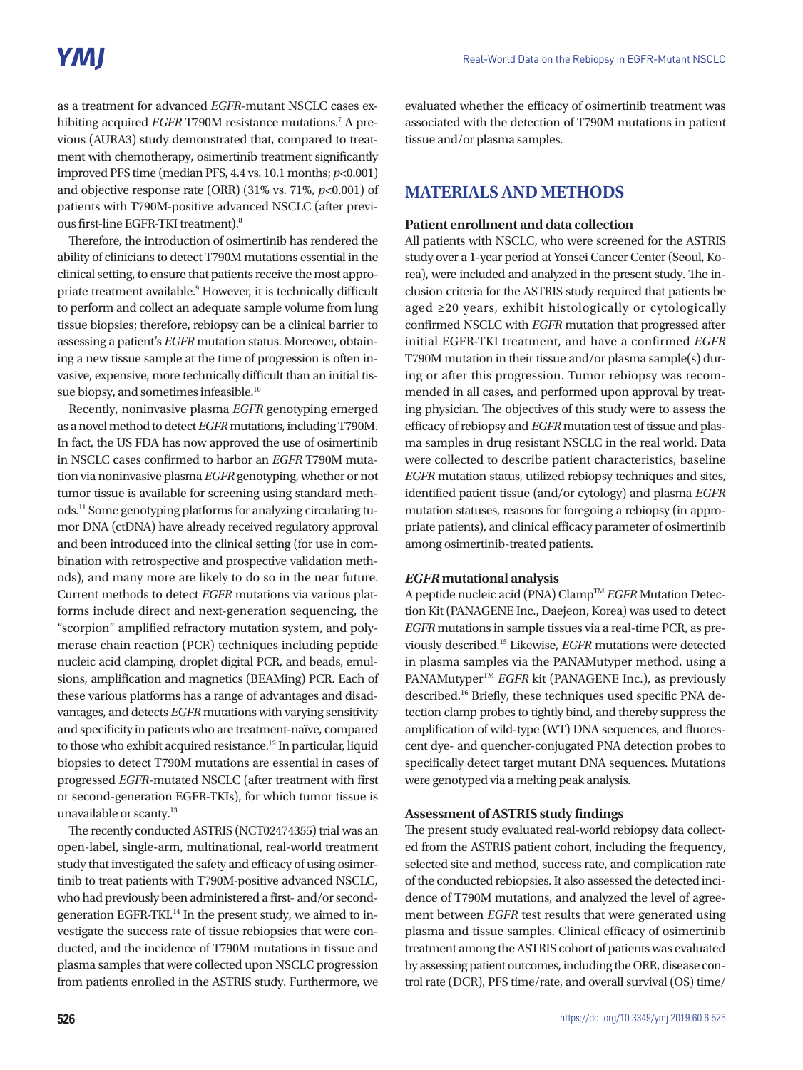as a treatment for advanced *EGFR*-mutant NSCLC cases exhibiting acquired *EGFR* T790M resistance mutations.[7] A previous (AURA3) study demonstrated that, compared to treatment with chemotherapy, osimertinib treatment significantly improved PFS time (median PFS, 4.4 vs. 10.1 months; $p<0.001$) and objective response rate (ORR) (31% vs. 71%, $p<0.001$) of patients with T790M-positive advanced NSCLC (after previous first-line EGFR-TKI treatment).[8]

Therefore, the introduction of osimertinib has rendered the ability of clinicians to detect T790M mutations essential in the clinical setting, to ensure that patients receive the most appropriate treatment available.[9] However, it is technically difficult to perform and collect an adequate sample volume from lung tissue biopsies; therefore, rebiopsy can be a clinical barrier to assessing a patient's *EGFR* mutation status. Moreover, obtaining a new tissue sample at the time of progression is often invasive, expensive, more technically difficult than an initial tissue biopsy, and sometimes infeasible.[10]

Recently, noninvasive plasma *EGFR* genotyping emerged as a novel method to detect *EGFR* mutations, including T790M. In fact, the US FDA has now approved the use of osimertinib in NSCLC cases confirmed to harbor an *EGFR* T790M mutation via noninvasive plasma *EGFR* genotyping, whether or not tumor tissue is available for screening using standard methods.[11] Some genotyping platforms for analyzing circulating tumor DNA (ctDNA) have already received regulatory approval and been introduced into the clinical setting (for use in combination with retrospective and prospective validation methods), and many more are likely to do so in the near future. Current methods to detect *EGFR* mutations via various platforms include direct and next-generation sequencing, the "scorpion" amplified refractory mutation system, and polymerase chain reaction (PCR) techniques including peptide nucleic acid clamping, droplet digital PCR, and beads, emulsions, amplification and magnetics (BEAMing) PCR. Each of these various platforms has a range of advantages and disadvantages, and detects *EGFR* mutations with varying sensitivity and specificity in patients who are treatment-naïve, compared to those who exhibit acquired resistance.[12] In particular, liquid biopsies to detect T790M mutations are essential in cases of progressed *EGFR*-mutated NSCLC (after treatment with first or second-generation EGFR-TKIs), for which tumor tissue is unavailable or scanty.[13]

The recently conducted ASTRIS (NCT02474355) trial was an open-label, single-arm, multinational, real-world treatment study that investigated the safety and efficacy of using osimertinib to treat patients with T790M-positive advanced NSCLC, who had previously been administered a first- and/or second-generation EGFR-TKI.[14] In the present study, we aimed to investigate the success rate of tissue rebiopsies that were conducted, and the incidence of T790M mutations in tissue and plasma samples that were collected upon NSCLC progression from patients enrolled in the ASTRIS study. Furthermore, we evaluated whether the efficacy of osimertinib treatment was associated with the detection of T790M mutations in patient tissue and/or plasma samples.

## MATERIALS AND METHODS

### Patient enrollment and data collection

All patients with NSCLC, who were screened for the ASTRIS study over a 1-year period at Yonsei Cancer Center (Seoul, Korea), were included and analyzed in the present study. The inclusion criteria for the ASTRIS study required that patients be aged ≥20 years, exhibit histologically or cytologically confirmed NSCLC with *EGFR* mutation that progressed after initial EGFR-TKI treatment, and have a confirmed *EGFR* T790M mutation in their tissue and/or plasma sample(s) during or after this progression. Tumor rebiopsy was recommended in all cases, and performed upon approval by treating physician. The objectives of this study were to assess the efficacy of rebiopsy and *EGFR* mutation test of tissue and plasma samples in drug resistant NSCLC in the real world. Data were collected to describe patient characteristics, baseline *EGFR* mutation status, utilized rebiopsy techniques and sites, identified patient tissue (and/or cytology) and plasma *EGFR* mutation statuses, reasons for foregoing a rebiopsy (in appropriate patients), and clinical efficacy parameter of osimertinib among osimertinib-treated patients.

### *EGFR* mutational analysis

A peptide nucleic acid (PNA) Clamp™ *EGFR* Mutation Detection Kit (PANAGENE Inc., Daejeon, Korea) was used to detect *EGFR* mutations in sample tissues via a real-time PCR, as previously described.[15] Likewise, *EGFR* mutations were detected in plasma samples via the PANAMutyper method, using a PANAMutyper™ *EGFR* kit (PANAGENE Inc.), as previously described.[16] Briefly, these techniques used specific PNA detection clamp probes to tightly bind, and thereby suppress the amplification of wild-type (WT) DNA sequences, and fluorescent dye- and quencher-conjugated PNA detection probes to specifically detect target mutant DNA sequences. Mutations were genotyped via a melting peak analysis.

### Assessment of ASTRIS study findings

The present study evaluated real-world rebiopsy data collected from the ASTRIS patient cohort, including the frequency, selected site and method, success rate, and complication rate of the conducted rebiopsies. It also assessed the detected incidence of T790M mutations, and analyzed the level of agreement between *EGFR* test results that were generated using plasma and tissue samples. Clinical efficacy of osimertinib treatment among the ASTRIS cohort of patients was evaluated by assessing patient outcomes, including the ORR, disease control rate (DCR), PFS time/rate, and overall survival (OS) time/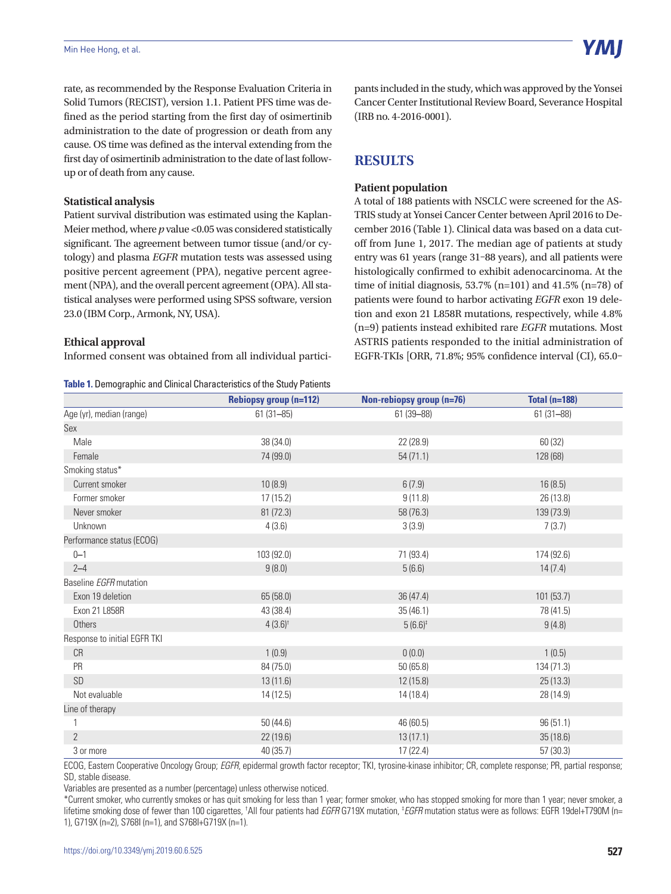rate, as recommended by the Response Evaluation Criteria in Solid Tumors (RECIST), version 1.1. Patient PFS time was defined as the period starting from the first day of osimertinib administration to the date of progression or death from any cause. OS time was defined as the interval extending from the first day of osimertinib administration to the date of last follow-up or of death from any cause.

### Statistical analysis

Patient survival distribution was estimated using the Kaplan-Meier method, where *p* value <0.05 was considered statistically significant. The agreement between tumor tissue (and/or cytology) and plasma *EGFR* mutation tests was assessed using positive percent agreement (PPA), negative percent agreement (NPA), and the overall percent agreement (OPA). All statistical analyses were performed using SPSS software, version 23.0 (IBM Corp., Armonk, NY, USA).

### Ethical approval

Informed consent was obtained from all individual participants included in the study, which was approved by the Yonsei Cancer Center Institutional Review Board, Severance Hospital (IRB no. 4-2016-0001).

## RESULTS

### Patient population

A total of 188 patients with NSCLC were screened for the ASTRIS study at Yonsei Cancer Center between April 2016 to December 2016 (Table 1). Clinical data was based on a data cutoff from June 1, 2017. The median age of patients at study entry was 61 years (range 31–88 years), and all patients were histologically confirmed to exhibit adenocarcinoma. At the time of initial diagnosis, 53.7% (n=101) and 41.5% (n=78) of patients were found to harbor activating *EGFR* exon 19 deletion and exon 21 L858R mutations, respectively, while 4.8% (n=9) patients instead exhibited rare *EGFR* mutations. Most ASTRIS patients responded to the initial administration of EGFR-TKIs [ORR, 71.8%; 95% confidence interval (CI), 65.0–

**Table 1.** Demographic and Clinical Characteristics of the Study Patients

| | Rebiopsy group (n=112) | Non-rebiopsy group (n=76) | Total (n=188) |
|---|---|---|---|
| Age (yr), median (range) | 61 (31–85) | 61 (39–88) | 61 (31–88) |
| Sex | | | |
| Male | 38 (34.0) | 22 (28.9) | 60 (32) |
| Female | 74 (99.0) | 54 (71.1) | 128 (68) |
| Smoking status* | | | |
| Current smoker | 10 (8.9) | 6 (7.9) | 16 (8.5) |
| Former smoker | 17 (15.2) | 9 (11.8) | 26 (13.8) |
| Never smoker | 81 (72.3) | 58 (76.3) | 139 (73.9) |
| Unknown | 4 (3.6) | 3 (3.9) | 7 (3.7) |
| Performance status (ECOG) | | | |
| 0–1 | 103 (92.0) | 71 (93.4) | 174 (92.6) |
| 2–4 | 9 (8.0) | 5 (6.6) | 14 (7.4) |
| Baseline *EGFR* mutation | | | |
| Exon 19 deletion | 65 (58.0) | 36 (47.4) | 101 (53.7) |
| Exon 21 L858R | 43 (38.4) | 35 (46.1) | 78 (41.5) |
| Others | 4 (3.6)[†] | 5 (6.6)[‡] | 9 (4.8) |
| Response to initial EGFR TKI | | | |
| CR | 1 (0.9) | 0 (0.0) | 1 (0.5) |
| PR | 84 (75.0) | 50 (65.8) | 134 (71.3) |
| SD | 13 (11.6) | 12 (15.8) | 25 (13.3) |
| Not evaluable | 14 (12.5) | 14 (18.4) | 28 (14.9) |
| Line of therapy | | | |
| 1 | 50 (44.6) | 46 (60.5) | 96 (51.1) |
| 2 | 22 (19.6) | 13 (17.1) | 35 (18.6) |
| 3 or more | 40 (35.7) | 17 (22.4) | 57 (30.3) |

ECOG, Eastern Cooperative Oncology Group; *EGFR*, epidermal growth factor receptor; TKI, tyrosine-kinase inhibitor; CR, complete response; PR, partial response; SD, stable disease.

Variables are presented as a number (percentage) unless otherwise noticed.

*Current smoker, who currently smokes or has quit smoking for less than 1 year; former smoker, who has stopped smoking for more than 1 year; never smoker, a lifetime smoking dose of fewer than 100 cigarettes, [†]All four patients had *EGFR* G719X mutation, [‡]*EGFR* mutation status were as follows: EGFR 19del+T790M (n=1), G719X (n=2), S768I (n=1), and S768I+G719X (n=1).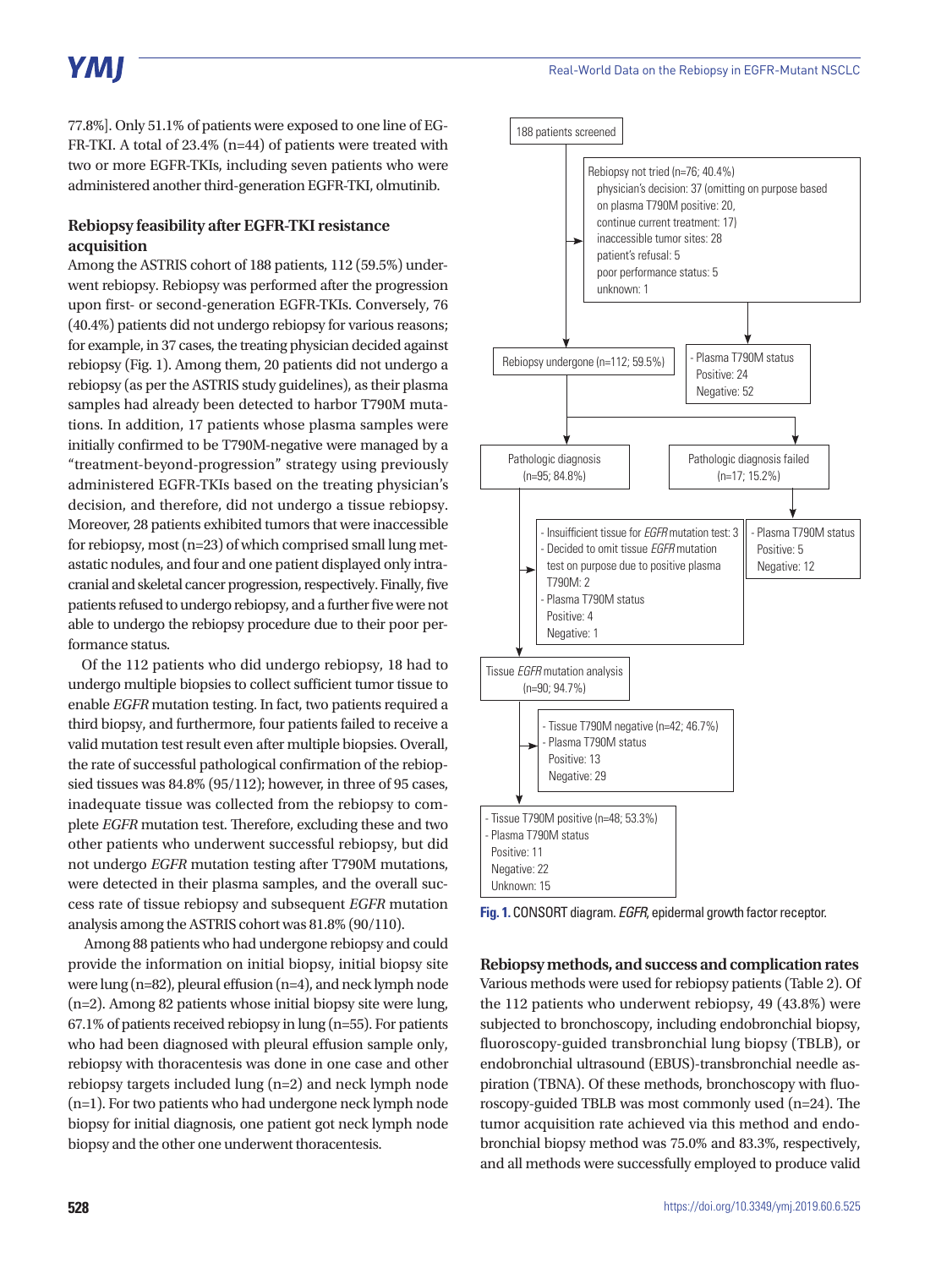77.8%]. Only 51.1% of patients were exposed to one line of EGFR-TKI. A total of 23.4% (n=44) of patients were treated with two or more EGFR-TKIs, including seven patients who were administered another third-generation EGFR-TKI, olmutinib.

### Rebiopsy feasibility after EGFR-TKI resistance acquisition

Among the ASTRIS cohort of 188 patients, 112 (59.5%) underwent rebiopsy. Rebiopsy was performed after the progression upon first- or second-generation EGFR-TKIs. Conversely, 76 (40.4%) patients did not undergo rebiopsy for various reasons; for example, in 37 cases, the treating physician decided against rebiopsy (Fig. 1). Among them, 20 patients did not undergo a rebiopsy (as per the ASTRIS study guidelines), as their plasma samples had already been detected to harbor T790M mutations. In addition, 17 patients whose plasma samples were initially confirmed to be T790M-negative were managed by a "treatment-beyond-progression" strategy using previously administered EGFR-TKIs based on the treating physician's decision, and therefore, did not undergo a tissue rebiopsy. Moreover, 28 patients exhibited tumors that were inaccessible for rebiopsy, most (n=23) of which comprised small lung metastatic nodules, and four and one patient displayed only intracranial and skeletal cancer progression, respectively. Finally, five patients refused to undergo rebiopsy, and a further five were not able to undergo the rebiopsy procedure due to their poor performance status.

Of the 112 patients who did undergo rebiopsy, 18 had to undergo multiple biopsies to collect sufficient tumor tissue to enable *EGFR* mutation testing. In fact, two patients required a third biopsy, and furthermore, four patients failed to receive a valid mutation test result even after multiple biopsies. Overall, the rate of successful pathological confirmation of the rebiopsied tissues was 84.8% (95/112); however, in three of 95 cases, inadequate tissue was collected from the rebiopsy to complete *EGFR* mutation test. Therefore, excluding these and two other patients who underwent successful rebiopsy, but did not undergo *EGFR* mutation testing after T790M mutations, were detected in their plasma samples, and the overall success rate of tissue rebiopsy and subsequent *EGFR* mutation analysis among the ASTRIS cohort was 81.8% (90/110).

Among 88 patients who had undergone rebiopsy and could provide the information on initial biopsy, initial biopsy site were lung (n=82), pleural effusion (n=4), and neck lymph node (n=2). Among 82 patients whose initial biopsy site were lung, 67.1% of patients received rebiopsy in lung (n=55). For patients who had been diagnosed with pleural effusion sample only, rebiopsy with thoracentesis was done in one case and other rebiopsy targets included lung (n=2) and neck lymph node (n=1). For two patients who had undergone neck lymph node biopsy for initial diagnosis, one patient got neck lymph node biopsy and the other one underwent thoracentesis.

188 patients screened

Rebiopsy not tried (n=76; 40.4%)
- physician's decision: 37 (omitting on purpose based on plasma T790M positive: 20, continue current treatment: 17)
- inaccessible tumor sites: 28
- patient's refusal: 5
- poor performance status: 5
- unknown: 1

Rebiopsy undergone (n=112; 59.5%)

- Plasma T790M status
  Positive: 24
  Negative: 52

Pathologic diagnosis (n=95; 84.8%)

Pathologic diagnosis failed (n=17; 15.2%)

- Plasma T790M status
  Positive: 5
  Negative: 12

- Insufficient tissue for *EGFR* mutation test: 3
- Decided to omit tissue *EGFR* mutation test on purpose due to positive plasma T790M: 2
- Plasma T790M status
  Positive: 4
  Negative: 1

Tissue *EGFR* mutation analysis (n=90; 94.7%)

- Tissue T790M negative (n=42; 46.7%)
- Plasma T790M status
  Positive: 13
  Negative: 29

- Tissue T790M positive (n=48; 53.3%)
- Plasma T790M status
  Positive: 11
  Negative: 22
  Unknown: 15

**Fig. 1.** CONSORT diagram. *EGFR*, epidermal growth factor receptor.

### Rebiopsy methods, and success and complication rates

Various methods were used for rebiopsy patients (Table 2). Of the 112 patients who underwent rebiopsy, 49 (43.8%) were subjected to bronchoscopy, including endobronchial biopsy, fluoroscopy-guided transbronchial lung biopsy (TBLB), or endobronchial ultrasound (EBUS)-transbronchial needle aspiration (TBNA). Of these methods, bronchoscopy with fluoroscopy-guided TBLB was most commonly used (n=24). The tumor acquisition rate achieved via this method and endobronchial biopsy method was 75.0% and 83.3%, respectively, and all methods were successfully employed to produce valid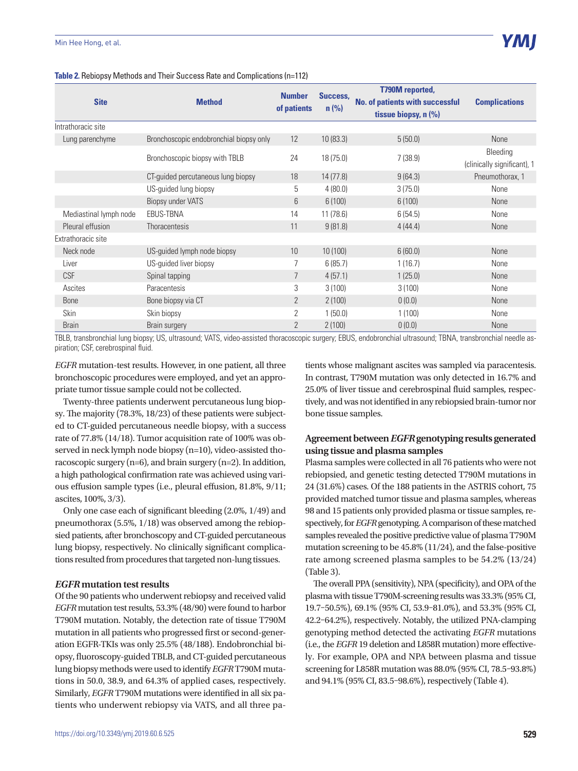**Table 2.** Rebiopsy Methods and Their Success Rate and Complications (n=112)

| Site | Method | Number of patients | Success, n (%) | T790M reported, No. of patients with successful tissue biopsy, n (%) | Complications |
|---|---|---|---|---|---|
| Intrathoracic site | | | | | |
| Lung parenchyme | Bronchoscopic endobronchial biopsy only | 12 | 10 (83.3) | 5 (50.0) | None |
| | Bronchoscopic biopsy with TBLB | 24 | 18 (75.0) | 7 (38.9) | Bleeding (clinically significant), 1 |
| | CT-guided percutaneous lung biopsy | 18 | 14 (77.8) | 9 (64.3) | Pneumothorax, 1 |
| | US-guided lung biopsy | 5 | 4 (80.0) | 3 (75.0) | None |
| | Biopsy under VATS | 6 | 6 (100) | 6 (100) | None |
| Mediastinal lymph node | EBUS-TBNA | 14 | 11 (78.6) | 6 (54.5) | None |
| Pleural effusion | Thoracentesis | 11 | 9 (81.8) | 4 (44.4) | None |
| Extrathoracic site | | | | | |
| Neck node | US-guided lymph node biopsy | 10 | 10 (100) | 6 (60.0) | None |
| Liver | US-guided liver biopsy | 7 | 6 (85.7) | 1 (16.7) | None |
| CSF | Spinal tapping | 7 | 4 (57.1) | 1 (25.0) | None |
| Ascites | Paracentesis | 3 | 3 (100) | 3 (100) | None |
| Bone | Bone biopsy via CT | 2 | 2 (100) | 0 (0.0) | None |
| Skin | Skin biopsy | 2 | 1 (50.0) | 1 (100) | None |
| Brain | Brain surgery | 2 | 2 (100) | 0 (0.0) | None |

TBLB, transbronchial lung biopsy; US, ultrasound; VATS, video-assisted thoracoscopic surgery; EBUS, endobronchial ultrasound; TBNA, transbronchial needle aspiration; CSF, cerebrospinal fluid.

*EGFR* mutation-test results. However, in one patient, all three bronchoscopic procedures were employed, and yet an appropriate tumor tissue sample could not be collected.

Twenty-three patients underwent percutaneous lung biopsy. The majority (78.3%, 18/23) of these patients were subjected to CT-guided percutaneous needle biopsy, with a success rate of 77.8% (14/18). Tumor acquisition rate of 100% was observed in neck lymph node biopsy (n=10), video-assisted thoracoscopic surgery (n=6), and brain surgery (n=2). In addition, a high pathological confirmation rate was achieved using various effusion sample types (i.e., pleural effusion, 81.8%, 9/11; ascites, 100%, 3/3).

Only one case each of significant bleeding (2.0%, 1/49) and pneumothorax (5.5%, 1/18) was observed among the rebiopsied patients, after bronchoscopy and CT-guided percutaneous lung biopsy, respectively. No clinically significant complications resulted from procedures that targeted non-lung tissues.

### *EGFR* mutation test results

Of the 90 patients who underwent rebiopsy and received valid *EGFR* mutation test results, 53.3% (48/90) were found to harbor T790M mutation. Notably, the detection rate of tissue T790M mutation in all patients who progressed first or second-generation EGFR-TKIs was only 25.5% (48/188). Endobronchial biopsy, fluoroscopy-guided TBLB, and CT-guided percutaneous lung biopsy methods were used to identify *EGFR* T790M mutations in 50.0, 38.9, and 64.3% of applied cases, respectively. Similarly, *EGFR* T790M mutations were identified in all six patients who underwent rebiopsy via VATS, and all three patients whose malignant ascites was sampled via paracentesis. In contrast, T790M mutation was only detected in 16.7% and 25.0% of liver tissue and cerebrospinal fluid samples, respectively, and was not identified in any rebiopsied brain-tumor nor bone tissue samples.

### Agreement between *EGFR* genotyping results generated using tissue and plasma samples

Plasma samples were collected in all 76 patients who were not rebiopsied, and genetic testing detected T790M mutations in 24 (31.6%) cases. Of the 188 patients in the ASTRIS cohort, 75 provided matched tumor tissue and plasma samples, whereas 98 and 15 patients only provided plasma or tissue samples, respectively, for *EGFR* genotyping. A comparison of these matched samples revealed the positive predictive value of plasma T790M mutation screening to be 45.8% (11/24), and the false-positive rate among screened plasma samples to be 54.2% (13/24) (Table 3).

The overall PPA (sensitivity), NPA (specificity), and OPA of the plasma with tissue T790M-screening results was 33.3% (95% CI, 19.7–50.5%), 69.1% (95% CI, 53.9–81.0%), and 53.3% (95% CI, 42.2–64.2%), respectively. Notably, the utilized PNA-clamping genotyping method detected the activating *EGFR* mutations (i.e., the *EGFR* 19 deletion and L858R mutation) more effectively. For example, OPA and NPA between plasma and tissue screening for L858R mutation was 88.0% (95% CI, 78.5–93.8%) and 94.1% (95% CI, 83.5–98.6%), respectively (Table 4).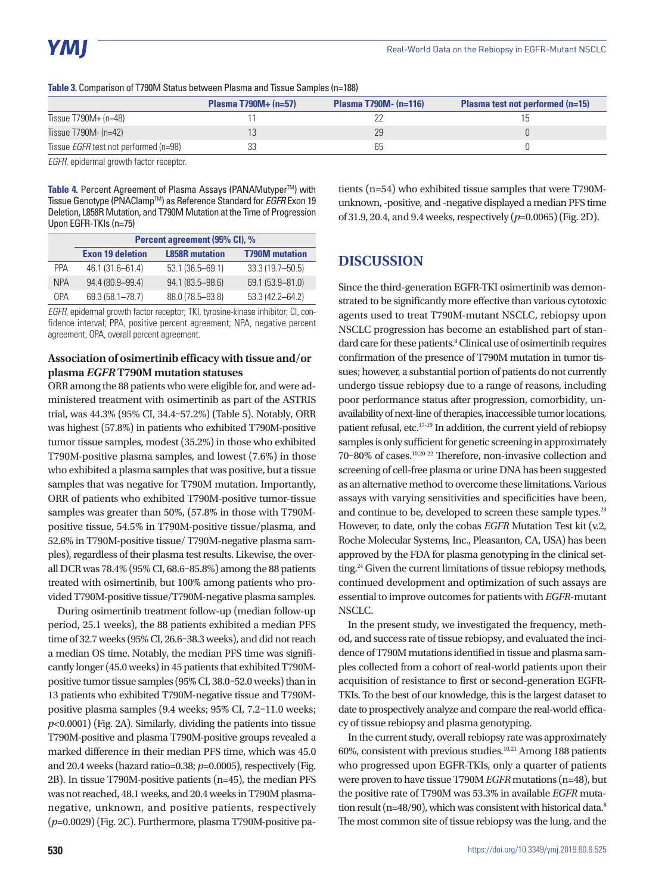**Table 3.** Comparison of T790M Status between Plasma and Tissue Samples (n=188)

| | Plasma T790M+ (n=57) | Plasma T790M- (n=116) | Plasma test not performed (n=15) |
|---|---|---|---|
| Tissue T790M+ (n=48) | 11 | 22 | 15 |
| Tissue T790M- (n=42) | 13 | 29 | 0 |
| Tissue *EGFR* test not performed (n=98) | 33 | 65 | 0 |

*EGFR*, epidermal growth factor receptor.

**Table 4.** Percent Agreement of Plasma Assays (PANAMutyper™) with Tissue Genotype (PNAClamp™) as Reference Standard for *EGFR* Exon 19 Deletion, L858R Mutation, and T790M Mutation at the Time of Progression Upon EGFR-TKIs (n=75)

| | Percent agreement (95% CI), % | | |
|---|---|---|---|
| | Exon 19 deletion | L858R mutation | T790M mutation |
| PPA | 46.1 (31.6–61.4) | 53.1 (36.5–69.1) | 33.3 (19.7–50.5) |
| NPA | 94.4 (80.9–99.4) | 94.1 (83.5–98.6) | 69.1 (53.9–81.0) |
| OPA | 69.3 (58.1–78.7) | 88.0 (78.5–93.8) | 53.3 (42.2–64.2) |

*EGFR*, epidermal growth factor receptor; TKI, tyrosine-kinase inhibitor; CI, confidence interval; PPA, positive percent agreement; NPA, negative percent agreement; OPA, overall percent agreement.

### Association of osimertinib efficacy with tissue and/or plasma *EGFR* T790M mutation statuses

ORR among the 88 patients who were eligible for, and were administered treatment with osimertinib as part of the ASTRIS trial, was 44.3% (95% CI, 34.4–57.2%) (Table 5). Notably, ORR was highest (57.8%) in patients who exhibited T790M-positive tumor tissue samples, modest (35.2%) in those who exhibited T790M-positive plasma samples, and lowest (7.6%) in those who exhibited a plasma samples that was positive, but a tissue samples that was negative for T790M mutation. Importantly, ORR of patients who exhibited T790M-positive tumor-tissue samples was greater than 50%, (57.8% in those with T790M-positive tissue, 54.5% in T790M-positive tissue/plasma, and 52.6% in T790M-positive tissue/ T790M-negative plasma samples), regardless of their plasma test results. Likewise, the overall DCR was 78.4% (95% CI, 68.6–85.8%) among the 88 patients treated with osimertinib, but 100% among patients who provided T790M-positive tissue/T790M-negative plasma samples.

During osimertinib treatment follow-up (median follow-up period, 25.1 weeks), the 88 patients exhibited a median PFS time of 32.7 weeks (95% CI, 26.6–38.3 weeks), and did not reach a median OS time. Notably, the median PFS time was significantly longer (45.0 weeks) in 45 patients that exhibited T790M-positive tumor tissue samples (95% CI, 38.0–52.0 weeks) than in 13 patients who exhibited T790M-negative tissue and T790M-positive plasma samples (9.4 weeks; 95% CI, 7.2–11.0 weeks; $p<0.0001$) (Fig. 2A). Similarly, dividing the patients into tissue T790M-positive and plasma T790M-positive groups revealed a marked difference in their median PFS time, which was 45.0 and 20.4 weeks (hazard ratio=0.38; $p=0.0005$), respectively (Fig. 2B). In tissue T790M-positive patients (n=45), the median PFS was not reached, 48.1 weeks, and 20.4 weeks in T790M plasma-negative, unknown, and positive patients, respectively ($p=0.0029$) (Fig. 2C). Furthermore, plasma T790M-positive patients (n=54) who exhibited tissue samples that were T790M-unknown, -positive, and -negative displayed a median PFS time of 31.9, 20.4, and 9.4 weeks, respectively ($p=0.0065$) (Fig. 2D).

## DISCUSSION

Since the third-generation EGFR-TKI osimertinib was demonstrated to be significantly more effective than various cytotoxic agents used to treat T790M-mutant NSCLC, rebiopsy upon NSCLC progression has become an established part of standard care for these patients.[8] Clinical use of osimertinib requires confirmation of the presence of T790M mutation in tumor tissues; however, a substantial portion of patients do not currently undergo tissue rebiopsy due to a range of reasons, including poor performance status after progression, comorbidity, unavailability of next-line of therapies, inaccessible tumor locations, patient refusal, etc.[17-19] In addition, the current yield of rebiopsy samples is only sufficient for genetic screening in approximately 70–80% of cases.[10,20-22] Therefore, non-invasive collection and screening of cell-free plasma or urine DNA has been suggested as an alternative method to overcome these limitations. Various assays with varying sensitivities and specificities have been, and continue to be, developed to screen these sample types.[23] However, to date, only the cobas *EGFR* Mutation Test kit (v.2, Roche Molecular Systems, Inc., Pleasanton, CA, USA) has been approved by the FDA for plasma genotyping in the clinical setting.[24] Given the current limitations of tissue rebiopsy methods, continued development and optimization of such assays are essential to improve outcomes for patients with *EGFR*-mutant NSCLC.

In the present study, we investigated the frequency, method, and success rate of tissue rebiopsy, and evaluated the incidence of T790M mutations identified in tissue and plasma samples collected from a cohort of real-world patients upon their acquisition of resistance to first or second-generation EGFR-TKIs. To the best of our knowledge, this is the largest dataset to date to prospectively analyze and compare the real-world efficacy of tissue rebiopsy and plasma genotyping.

In the current study, overall rebiopsy rate was approximately 60%, consistent with previous studies.[10,21] Among 188 patients who progressed upon EGFR-TKIs, only a quarter of patients were proven to have tissue T790M *EGFR* mutations (n=48), but the positive rate of T790M was 53.3% in available *EGFR* mutation result (n=48/90), which was consistent with historical data.[8] The most common site of tissue rebiopsy was the lung, and the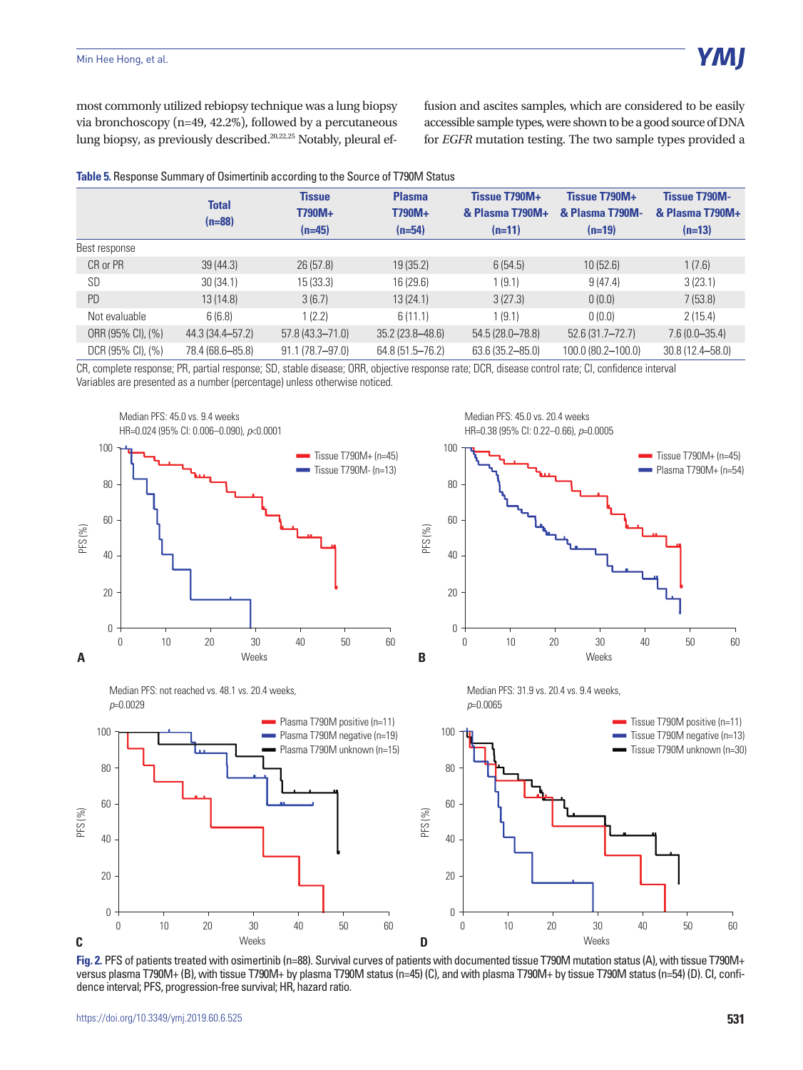most commonly utilized rebiopsy technique was a lung biopsy via bronchoscopy (n=49, 42.2%), followed by a percutaneous lung biopsy, as previously described.[20,22,25] Notably, pleural effusion and ascites samples, which are considered to be easily accessible sample types, were shown to be a good source of DNA for *EGFR* mutation testing. The two sample types provided a

**Table 5.** Response Summary of Osimertinib according to the Source of T790M Status

| | Total (n=88) | Tissue T790M+ (n=45) | Plasma T790M+ (n=54) | Tissue T790M+ & Plasma T790M+ (n=11) | Tissue T790M+ & Plasma T790M- (n=19) | Tissue T790M- & Plasma T790M+ (n=13) |
|---|---|---|---|---|---|---|
| Best response | | | | | | |
| CR or PR | 39 (44.3) | 26 (57.8) | 19 (35.2) | 6 (54.5) | 10 (52.6) | 1 (7.6) |
| SD | 30 (34.1) | 15 (33.3) | 16 (29.6) | 1 (9.1) | 9 (47.4) | 3 (23.1) |
| PD | 13 (14.8) | 3 (6.7) | 13 (24.1) | 3 (27.3) | 0 (0.0) | 7 (53.8) |
| Not evaluable | 6 (6.8) | 1 (2.2) | 6 (11.1) | 1 (9.1) | 0 (0.0) | 2 (15.4) |
| ORR (95% CI), (%) | 44.3 (34.4–57.2) | 57.8 (43.3–71.0) | 35.2 (23.8–48.6) | 54.5 (28.0–78.8) | 52.6 (31.7–72.7) | 7.6 (0.0–35.4) |
| DCR (95% CI), (%) | 78.4 (68.6–85.8) | 91.1 (78.7–97.0) | 64.8 (51.5–76.2) | 63.6 (35.2–85.0) | 100.0 (80.2–100.0) | 30.8 (12.4–58.0) |

CR, complete response; PR, partial response; SD, stable disease; ORR, objective response rate; DCR, disease control rate; CI, confidence interval
Variables are presented as a number (percentage) unless otherwise noticed.

**Fig. 2.** PFS of patients treated with osimertinib (n=88). Survival curves of patients with documented tissue T790M mutation status (A), with tissue T790M+ versus plasma T790M+ (B), with tissue T790M+ by plasma T790M status (n=45) (C), and with plasma T790M+ by tissue T790M status (n=54) (D). CI, confidence interval; PFS, progression-free survival; HR, hazard ratio.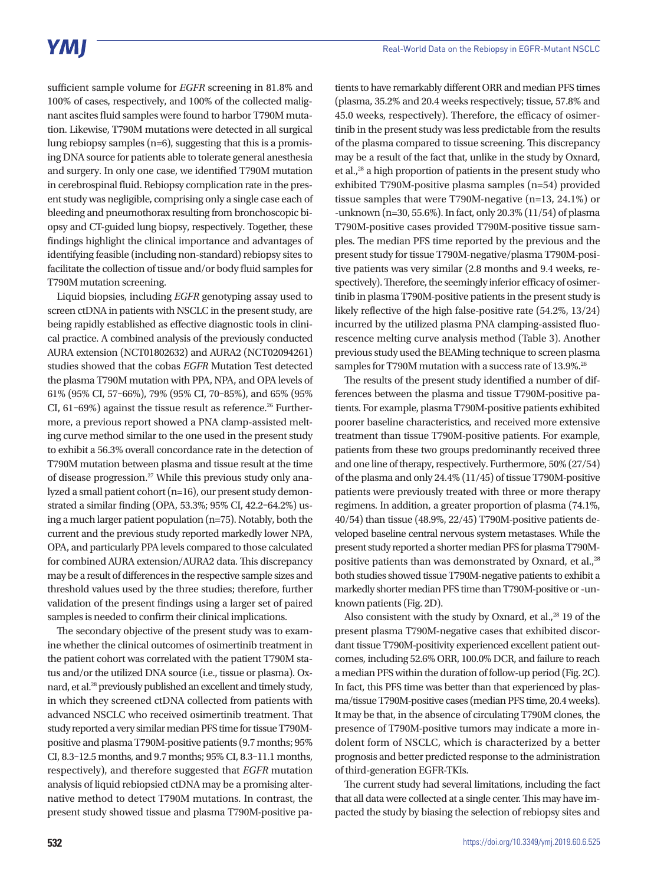sufficient sample volume for *EGFR* screening in 81.8% and 100% of cases, respectively, and 100% of the collected malignant ascites fluid samples were found to harbor T790M mutation. Likewise, T790M mutations were detected in all surgical lung rebiopsy samples (n=6), suggesting that this is a promising DNA source for patients able to tolerate general anesthesia and surgery. In only one case, we identified T790M mutation in cerebrospinal fluid. Rebiopsy complication rate in the present study was negligible, comprising only a single case each of bleeding and pneumothorax resulting from bronchoscopic biopsy and CT-guided lung biopsy, respectively. Together, these findings highlight the clinical importance and advantages of identifying feasible (including non-standard) rebiopsy sites to facilitate the collection of tissue and/or body fluid samples for T790M mutation screening.

Liquid biopsies, including *EGFR* genotyping assay used to screen ctDNA in patients with NSCLC in the present study, are being rapidly established as effective diagnostic tools in clinical practice. A combined analysis of the previously conducted AURA extension (NCT01802632) and AURA2 (NCT02094261) studies showed that the cobas *EGFR* Mutation Test detected the plasma T790M mutation with PPA, NPA, and OPA levels of 61% (95% CI, 57–66%), 79% (95% CI, 70–85%), and 65% (95% CI, 61–69%) against the tissue result as reference.[26] Furthermore, a previous report showed a PNA clamp-assisted melting curve method similar to the one used in the present study to exhibit a 56.3% overall concordance rate in the detection of T790M mutation between plasma and tissue result at the time of disease progression.[27] While this previous study only analyzed a small patient cohort (n=16), our present study demonstrated a similar finding (OPA, 53.3%; 95% CI, 42.2–64.2%) using a much larger patient population (n=75). Notably, both the current and the previous study reported markedly lower NPA, OPA, and particularly PPA levels compared to those calculated for combined AURA extension/AURA2 data. This discrepancy may be a result of differences in the respective sample sizes and threshold values used by the three studies; therefore, further validation of the present findings using a larger set of paired samples is needed to confirm their clinical implications.

The secondary objective of the present study was to examine whether the clinical outcomes of osimertinib treatment in the patient cohort was correlated with the patient T790M status and/or the utilized DNA source (i.e., tissue or plasma). Oxnard, et al.[28] previously published an excellent and timely study, in which they screened ctDNA collected from patients with advanced NSCLC who received osimertinib treatment. That study reported a very similar median PFS time for tissue T790M-positive and plasma T790M-positive patients (9.7 months; 95% CI, 8.3–12.5 months, and 9.7 months; 95% CI, 8.3–11.1 months, respectively), and therefore suggested that *EGFR* mutation analysis of liquid rebiopsied ctDNA may be a promising alternative method to detect T790M mutations. In contrast, the present study showed tissue and plasma T790M-positive patients to have remarkably different ORR and median PFS times (plasma, 35.2% and 20.4 weeks respectively; tissue, 57.8% and 45.0 weeks, respectively). Therefore, the efficacy of osimertinib in the present study was less predictable from the results of the plasma compared to tissue screening. This discrepancy may be a result of the fact that, unlike in the study by Oxnard, et al.,[28] a high proportion of patients in the present study who exhibited T790M-positive plasma samples (n=54) provided tissue samples that were T790M-negative (n=13, 24.1%) or -unknown (n=30, 55.6%). In fact, only 20.3% (11/54) of plasma T790M-positive cases provided T790M-positive tissue samples. The median PFS time reported by the previous and the present study for tissue T790M-negative/plasma T790M-positive patients was very similar (2.8 months and 9.4 weeks, respectively). Therefore, the seemingly inferior efficacy of osimertinib in plasma T790M-positive patients in the present study is likely reflective of the high false-positive rate (54.2%, 13/24) incurred by the utilized plasma PNA clamping-assisted fluorescence melting curve analysis method (Table 3). Another previous study used the BEAMing technique to screen plasma samples for T790M mutation with a success rate of 13.9%.[26]

The results of the present study identified a number of differences between the plasma and tissue T790M-positive patients. For example, plasma T790M-positive patients exhibited poorer baseline characteristics, and received more extensive treatment than tissue T790M-positive patients. For example, patients from these two groups predominantly received three and one line of therapy, respectively. Furthermore, 50% (27/54) of the plasma and only 24.4% (11/45) of tissue T790M-positive patients were previously treated with three or more therapy regimens. In addition, a greater proportion of plasma (74.1%, 40/54) than tissue (48.9%, 22/45) T790M-positive patients developed baseline central nervous system metastases. While the present study reported a shorter median PFS for plasma T790M-positive patients than was demonstrated by Oxnard, et al.,[28] both studies showed tissue T790M-negative patients to exhibit a markedly shorter median PFS time than T790M-positive or -unknown patients (Fig. 2D).

Also consistent with the study by Oxnard, et al.,[28] 19 of the present plasma T790M-negative cases that exhibited discordant tissue T790M-positivity experienced excellent patient outcomes, including 52.6% ORR, 100.0% DCR, and failure to reach a median PFS within the duration of follow-up period (Fig. 2C). In fact, this PFS time was better than that experienced by plasma/tissue T790M-positive cases (median PFS time, 20.4 weeks). It may be that, in the absence of circulating T790M clones, the presence of T790M-positive tumors may indicate a more indolent form of NSCLC, which is characterized by a better prognosis and better predicted response to the administration of third-generation EGFR-TKIs.

The current study had several limitations, including the fact that all data were collected at a single center. This may have impacted the study by biasing the selection of rebiopsy sites and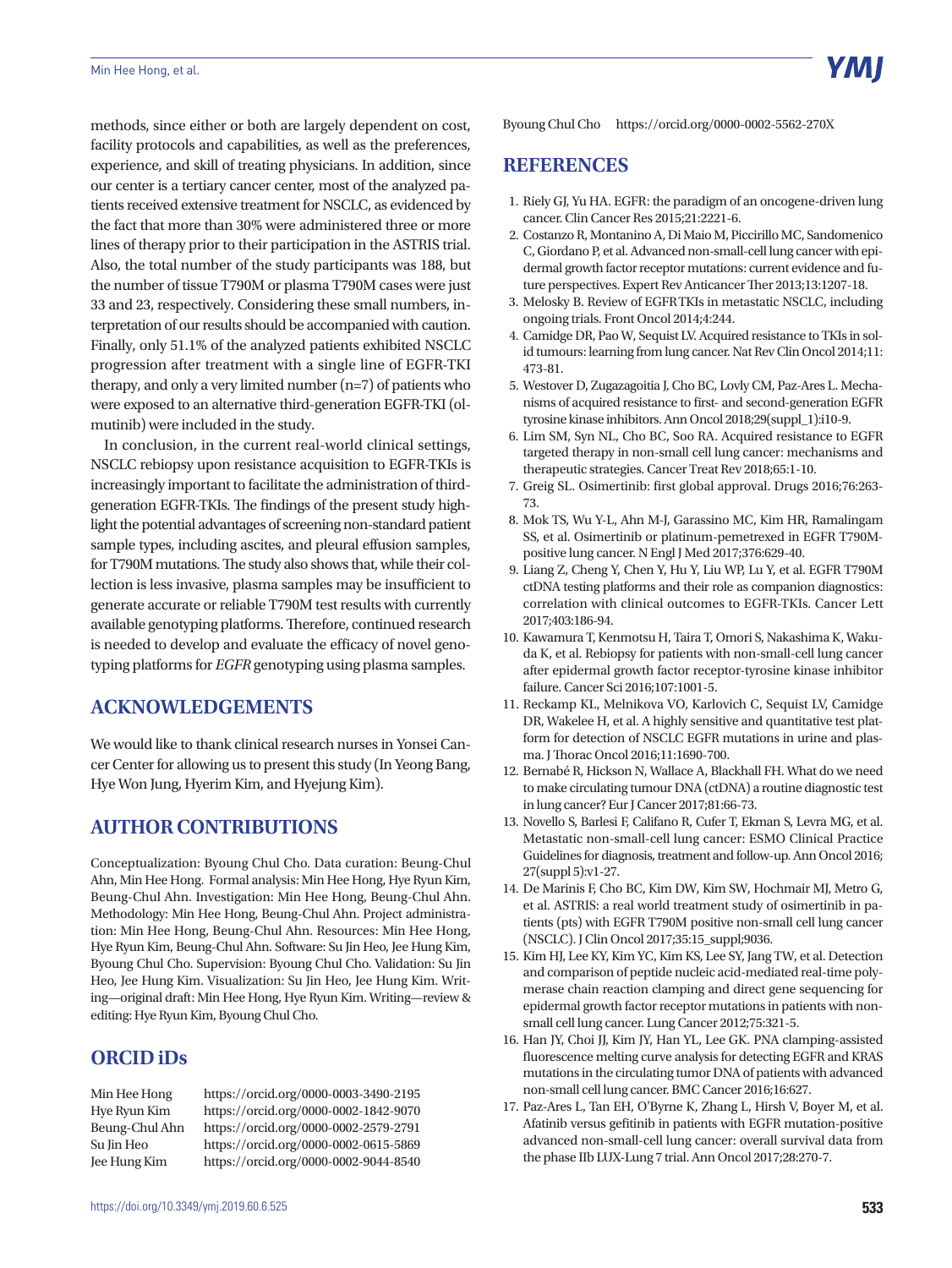methods, since either or both are largely dependent on cost, facility protocols and capabilities, as well as the preferences, experience, and skill of treating physicians. In addition, since our center is a tertiary cancer center, most of the analyzed patients received extensive treatment for NSCLC, as evidenced by the fact that more than 30% were administered three or more lines of therapy prior to their participation in the ASTRIS trial. Also, the total number of the study participants was 188, but the number of tissue T790M or plasma T790M cases were just 33 and 23, respectively. Considering these small numbers, interpretation of our results should be accompanied with caution. Finally, only 51.1% of the analyzed patients exhibited NSCLC progression after treatment with a single line of EGFR-TKI therapy, and only a very limited number (n=7) of patients who were exposed to an alternative third-generation EGFR-TKI (olmutinib) were included in the study.

In conclusion, in the current real-world clinical settings, NSCLC rebiopsy upon resistance acquisition to EGFR-TKIs is increasingly important to facilitate the administration of third-generation EGFR-TKIs. The findings of the present study highlight the potential advantages of screening non-standard patient sample types, including ascites, and pleural effusion samples, for T790M mutations. The study also shows that, while their collection is less invasive, plasma samples may be insufficient to generate accurate or reliable T790M test results with currently available genotyping platforms. Therefore, continued research is needed to develop and evaluate the efficacy of novel genotyping platforms for *EGFR* genotyping using plasma samples.

## ACKNOWLEDGEMENTS

We would like to thank clinical research nurses in Yonsei Cancer Center for allowing us to present this study (In Yeong Bang, Hye Won Jung, Hyerim Kim, and Hyejung Kim).

## AUTHOR CONTRIBUTIONS

Conceptualization: Byoung Chul Cho. Data curation: Beung-Chul Ahn, Min Hee Hong. Formal analysis: Min Hee Hong, Hye Ryun Kim, Beung-Chul Ahn. Investigation: Min Hee Hong, Beung-Chul Ahn. Methodology: Min Hee Hong, Beung-Chul Ahn. Project administration: Min Hee Hong, Beung-Chul Ahn. Resources: Min Hee Hong, Hye Ryun Kim, Beung-Chul Ahn. Software: Su Jin Heo, Jee Hung Kim, Byoung Chul Cho. Supervision: Byoung Chul Cho. Validation: Su Jin Heo, Jee Hung Kim. Visualization: Su Jin Heo, Jee Hung Kim. Writing—original draft: Min Hee Hong, Hye Ryun Kim. Writing—review & editing: Hye Ryun Kim, Byoung Chul Cho.

## ORCID iDs

Min Hee Hong https://orcid.org/0000-0003-3490-2195
Hye Ryun Kim https://orcid.org/0000-0002-1842-9070
Beung-Chul Ahn https://orcid.org/0000-0002-2579-2791
Su Jin Heo https://orcid.org/0000-0002-0615-5869
Jee Hung Kim https://orcid.org/0000-0002-9044-8540
Byoung Chul Cho https://orcid.org/0000-0002-5562-270X

## REFERENCES

1. Riely GJ, Yu HA. EGFR: the paradigm of an oncogene-driven lung cancer. Clin Cancer Res 2015;21:2221-6.
2. Costanzo R, Montanino A, Di Maio M, Piccirillo MC, Sandomenico C, Giordano P, et al. Advanced non-small-cell lung cancer with epidermal growth factor receptor mutations: current evidence and future perspectives. Expert Rev Anticancer Ther 2013;13:1207-18.
3. Melosky B. Review of EGFR TKIs in metastatic NSCLC, including ongoing trials. Front Oncol 2014;4:244.
4. Camidge DR, Pao W, Sequist LV. Acquired resistance to TKIs in solid tumours: learning from lung cancer. Nat Rev Clin Oncol 2014;11:473-81.
5. Westover D, Zugazagoitia J, Cho BC, Lovly CM, Paz-Ares L. Mechanisms of acquired resistance to first- and second-generation EGFR tyrosine kinase inhibitors. Ann Oncol 2018;29(suppl_1):i10-9.
6. Lim SM, Syn NL, Cho BC, Soo RA. Acquired resistance to EGFR targeted therapy in non-small cell lung cancer: mechanisms and therapeutic strategies. Cancer Treat Rev 2018;65:1-10.
7. Greig SL. Osimertinib: first global approval. Drugs 2016;76:263-73.
8. Mok TS, Wu Y-L, Ahn M-J, Garassino MC, Kim HR, Ramalingam SS, et al. Osimertinib or platinum-pemetrexed in EGFR T790M-positive lung cancer. N Engl J Med 2017;376:629-40.
9. Liang Z, Cheng Y, Chen Y, Hu Y, Liu WP, Lu Y, et al. EGFR T790M ctDNA testing platforms and their role as companion diagnostics: correlation with clinical outcomes to EGFR-TKIs. Cancer Lett 2017;403:186-94.
10. Kawamura T, Kenmotsu H, Taira T, Omori S, Nakashima K, Wakuda K, et al. Rebiopsy for patients with non-small-cell lung cancer after epidermal growth factor receptor-tyrosine kinase inhibitor failure. Cancer Sci 2016;107:1001-5.
11. Reckamp KL, Melnikova VO, Karlovich C, Sequist LV, Camidge DR, Wakelee H, et al. A highly sensitive and quantitative test platform for detection of NSCLC EGFR mutations in urine and plasma. J Thorac Oncol 2016;11:1690-700.
12. Bernabé R, Hickson N, Wallace A, Blackhall FH. What do we need to make circulating tumour DNA (ctDNA) a routine diagnostic test in lung cancer? Eur J Cancer 2017;81:66-73.
13. Novello S, Barlesi F, Califano R, Cufer T, Ekman S, Levra MG, et al. Metastatic non-small-cell lung cancer: ESMO Clinical Practice Guidelines for diagnosis, treatment and follow-up. Ann Oncol 2016;27(suppl 5):v1-27.
14. De Marinis F, Cho BC, Kim DW, Kim SW, Hochmair MJ, Metro G, et al. ASTRIS: a real world treatment study of osimertinib in patients (pts) with EGFR T790M positive non-small cell lung cancer (NSCLC). J Clin Oncol 2017;35:15_suppl;9036.
15. Kim HJ, Lee KY, Kim YC, Kim KS, Lee SY, Jang TW, et al. Detection and comparison of peptide nucleic acid-mediated real-time polymerase chain reaction clamping and direct gene sequencing for epidermal growth factor receptor mutations in patients with non-small cell lung cancer. Lung Cancer 2012;75:321-5.
16. Han JY, Choi JJ, Kim JY, Han YL, Lee GK. PNA clamping-assisted fluorescence melting curve analysis for detecting EGFR and KRAS mutations in the circulating tumor DNA of patients with advanced non-small cell lung cancer. BMC Cancer 2016;16:627.
17. Paz-Ares L, Tan EH, O'Byrne K, Zhang L, Hirsh V, Boyer M, et al. Afatinib versus gefitinib in patients with EGFR mutation-positive advanced non-small-cell lung cancer: overall survival data from the phase IIb LUX-Lung 7 trial. Ann Oncol 2017;28:270-7.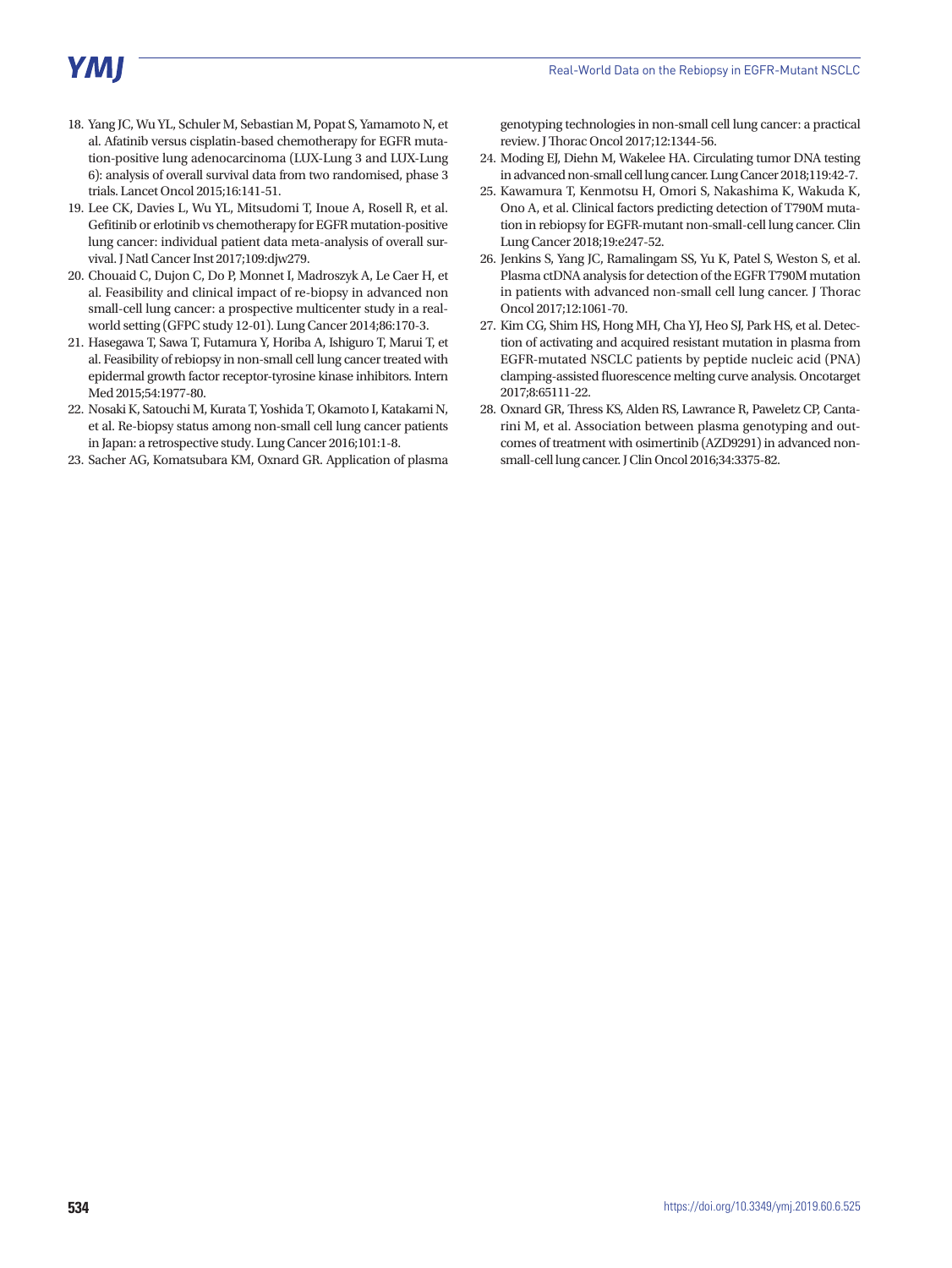18. Yang JC, Wu YL, Schuler M, Sebastian M, Popat S, Yamamoto N, et al. Afatinib versus cisplatin-based chemotherapy for EGFR mutation-positive lung adenocarcinoma (LUX-Lung 3 and LUX-Lung 6): analysis of overall survival data from two randomised, phase 3 trials. Lancet Oncol 2015;16:141-51.
19. Lee CK, Davies L, Wu YL, Mitsudomi T, Inoue A, Rosell R, et al. Gefitinib or erlotinib vs chemotherapy for EGFR mutation-positive lung cancer: individual patient data meta-analysis of overall survival. J Natl Cancer Inst 2017;109:djw279.
20. Chouaid C, Dujon C, Do P, Monnet I, Madroszyk A, Le Caer H, et al. Feasibility and clinical impact of re-biopsy in advanced non small-cell lung cancer: a prospective multicenter study in a real-world setting (GFPC study 12-01). Lung Cancer 2014;86:170-3.
21. Hasegawa T, Sawa T, Futamura Y, Horiba A, Ishiguro T, Marui T, et al. Feasibility of rebiopsy in non-small cell lung cancer treated with epidermal growth factor receptor-tyrosine kinase inhibitors. Intern Med 2015;54:1977-80.
22. Nosaki K, Satouchi M, Kurata T, Yoshida T, Okamoto I, Katakami N, et al. Re-biopsy status among non-small cell lung cancer patients in Japan: a retrospective study. Lung Cancer 2016;101:1-8.
23. Sacher AG, Komatsubara KM, Oxnard GR. Application of plasma genotyping technologies in non-small cell lung cancer: a practical review. J Thorac Oncol 2017;12:1344-56.
24. Moding EJ, Diehn M, Wakelee HA. Circulating tumor DNA testing in advanced non-small cell lung cancer. Lung Cancer 2018;119:42-7.
25. Kawamura T, Kenmotsu H, Omori S, Nakashima K, Wakuda K, Ono A, et al. Clinical factors predicting detection of T790M mutation in rebiopsy for EGFR-mutant non-small-cell lung cancer. Clin Lung Cancer 2018;19:e247-52.
26. Jenkins S, Yang JC, Ramalingam SS, Yu K, Patel S, Weston S, et al. Plasma ctDNA analysis for detection of the EGFR T790M mutation in patients with advanced non-small cell lung cancer. J Thorac Oncol 2017;12:1061-70.
27. Kim CG, Shim HS, Hong MH, Cha YJ, Heo SJ, Park HS, et al. Detection of activating and acquired resistant mutation in plasma from EGFR-mutated NSCLC patients by peptide nucleic acid (PNA) clamping-assisted fluorescence melting curve analysis. Oncotarget 2017;8:65111-22.
28. Oxnard GR, Thress KS, Alden RS, Lawrance R, Paweletz CP, Cantarini M, et al. Association between plasma genotyping and outcomes of treatment with osimertinib (AZD9291) in advanced non-small-cell lung cancer. J Clin Oncol 2016;34:3375-82.